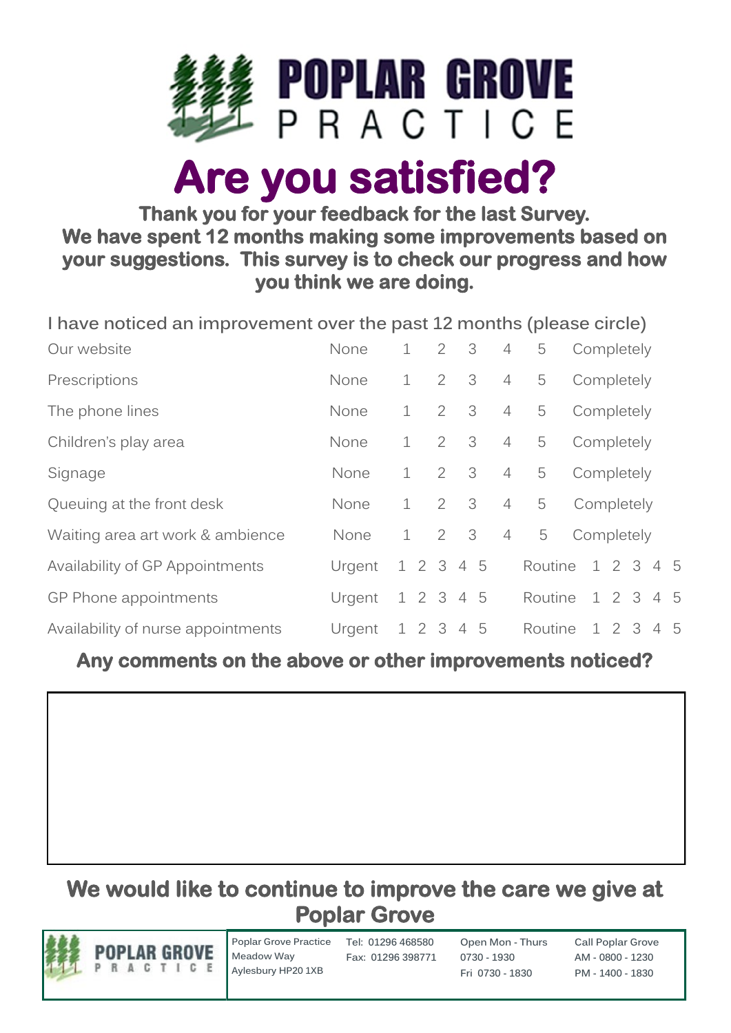# POPLAR GROVE PRACTICE

# Are you satisfied?

**Thank you for your feedback for the last Survey. We have spent 12 months making some improvements based on your suggestions. This survey is to check our progress and how you think we are doing.**

I have noticed an improvement over the past 12 months (please circle)

| | | | | | | | |
|---|---|---|---|---|---|---|---|
| Our website | None | 1 | 2 | 3 | 4 | 5 | Completely |
| Prescriptions | None | 1 | 2 | 3 | 4 | 5 | Completely |
| The phone lines | None | 1 | 2 | 3 | 4 | 5 | Completely |
| Children's play area | None | 1 | 2 | 3 | 4 | 5 | Completely |
| Signage | None | 1 | 2 | 3 | 4 | 5 | Completely |
| Queuing at the front desk | None | 1 | 2 | 3 | 4 | 5 | Completely |
| Waiting area art work & ambience | None | 1 | 2 | 3 | 4 | 5 | Completely |

| | | | | |
|---|---|---|---|---|
| Availability of GP Appointments | Urgent | 1 2 3 4 5 | Routine | 1 2 3 4 5 |
| GP Phone appointments | Urgent | 1 2 3 4 5 | Routine | 1 2 3 4 5 |
| Availability of nurse appointments | Urgent | 1 2 3 4 5 | Routine | 1 2 3 4 5 |

**Any comments on the above or other improvements noticed?**

**We would like to continue to improve the care we give at Poplar Grove**

POPLAR GROVE PRACTICE

Poplar Grove Practice
Meadow Way
Aylesbury HP20 1XB

Tel: 01296 468580
Fax: 01296 398771

Open Mon - Thurs
0730 - 1930
Fri 0730 - 1830

Call Poplar Grove
AM - 0800 - 1230
PM - 1400 - 1830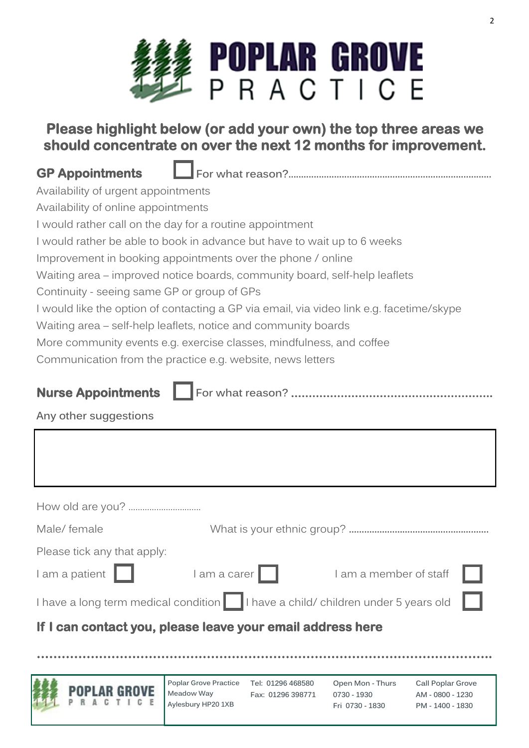# POPLAR GROVE PRACTICE

## Please highlight below (or add your own) the top three areas we should concentrate on over the next 12 months for improvement.

**GP Appointments** ☐ For what reason?..............................................................................

Availability of urgent appointments

Availability of online appointments

I would rather call on the day for a routine appointment

I would rather be able to book in advance but have to wait up to 6 weeks

Improvement in booking appointments over the phone / online

Waiting area – improved notice boards, community board, self-help leaflets

Continuity - seeing same GP or group of GPs

I would like the option of contacting a GP via email, via video link e.g. facetime/skype

Waiting area – self-help leaflets, notice and community boards

More community events e.g. exercise classes, mindfulness, and coffee

Communication from the practice e.g. website, news letters

**Nurse Appointments** ☐ For what reason? ..........................................................

Any other suggestions

| |
|---|
| |

How old are you? ...............................

Male/ female

What is your ethnic group? ......................................................

Please tick any that apply:

I am a patient ☐ I am a carer ☐ I am a member of staff ☐

I have a long term medical condition ☐ I have a child/ children under 5 years old ☐

**If I can contact you, please leave your email address here**

..............................................................................................................

POPLAR GROVE PRACTICE

Poplar Grove Practice
Meadow Way
Aylesbury HP20 1XB

Tel: 01296 468580
Fax: 01296 398771

Open Mon - Thurs
0730 - 1930
Fri 0730 - 1830

Call Poplar Grove
AM - 0800 - 1230
PM - 1400 - 1830